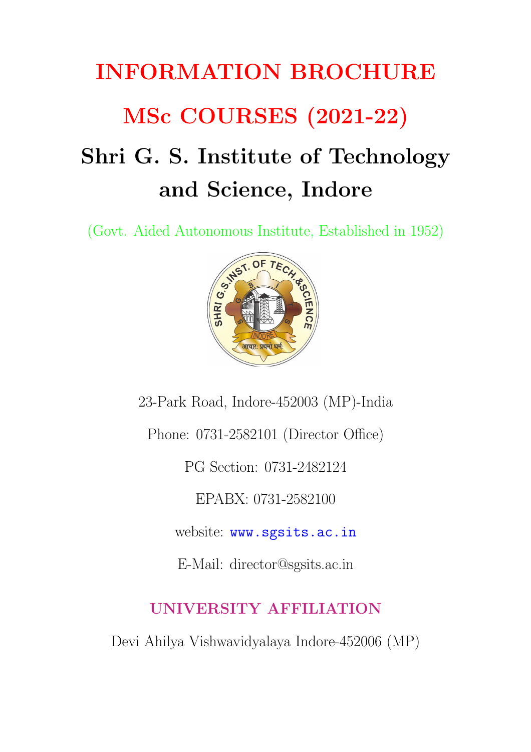# INFORMATION BROCHURE

# MSc COURSES (2021-22)

## Shri G. S. Institute of Technology and Science, Indore

(Govt. Aided Autonomous Institute, Established in 1952)

23-Park Road, Indore-452003 (MP)-India

Phone: 0731-2582101 (Director Office)

PG Section: 0731-2482124

EPABX: 0731-2582100

website: www.sgsits.ac.in

E-Mail: director@sgsits.ac.in

### UNIVERSITY AFFILIATION

Devi Ahilya Vishwavidyalaya Indore-452006 (MP)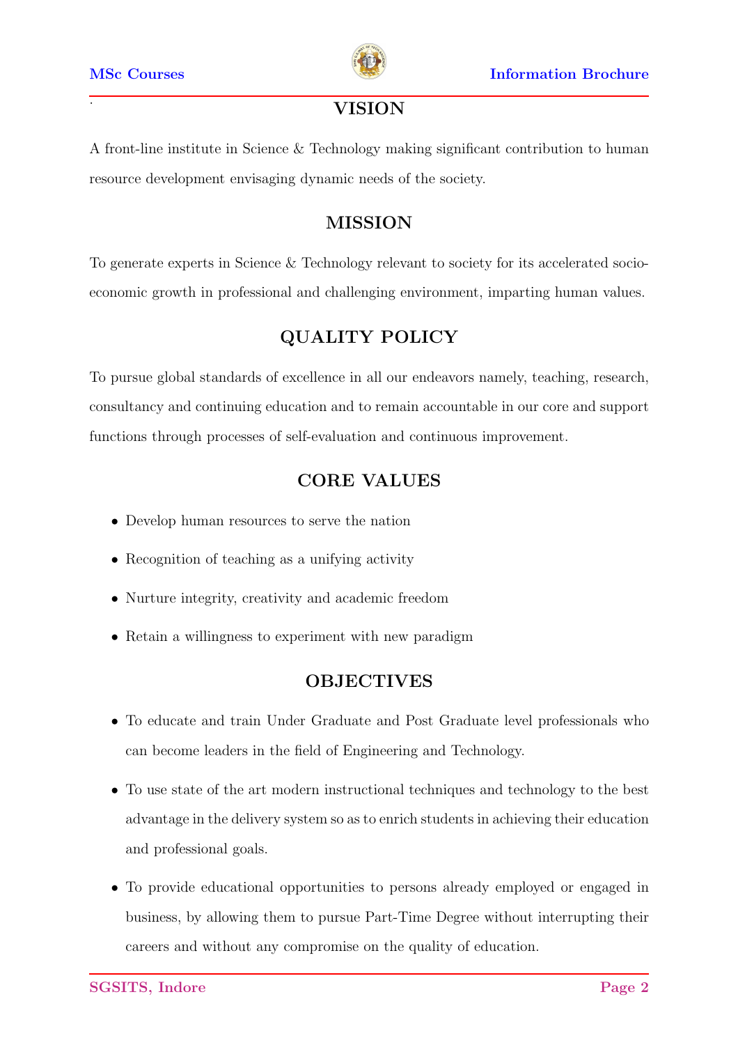## VISION

A front-line institute in Science & Technology making significant contribution to human resource development envisaging dynamic needs of the society.

## MISSION

To generate experts in Science & Technology relevant to society for its accelerated socio-economic growth in professional and challenging environment, imparting human values.

## QUALITY POLICY

To pursue global standards of excellence in all our endeavors namely, teaching, research, consultancy and continuing education and to remain accountable in our core and support functions through processes of self-evaluation and continuous improvement.

## CORE VALUES

- Develop human resources to serve the nation
- Recognition of teaching as a unifying activity
- Nurture integrity, creativity and academic freedom
- Retain a willingness to experiment with new paradigm

## OBJECTIVES

- To educate and train Under Graduate and Post Graduate level professionals who can become leaders in the field of Engineering and Technology.
- To use state of the art modern instructional techniques and technology to the best advantage in the delivery system so as to enrich students in achieving their education and professional goals.
- To provide educational opportunities to persons already employed or engaged in business, by allowing them to pursue Part-Time Degree without interrupting their careers and without any compromise on the quality of education.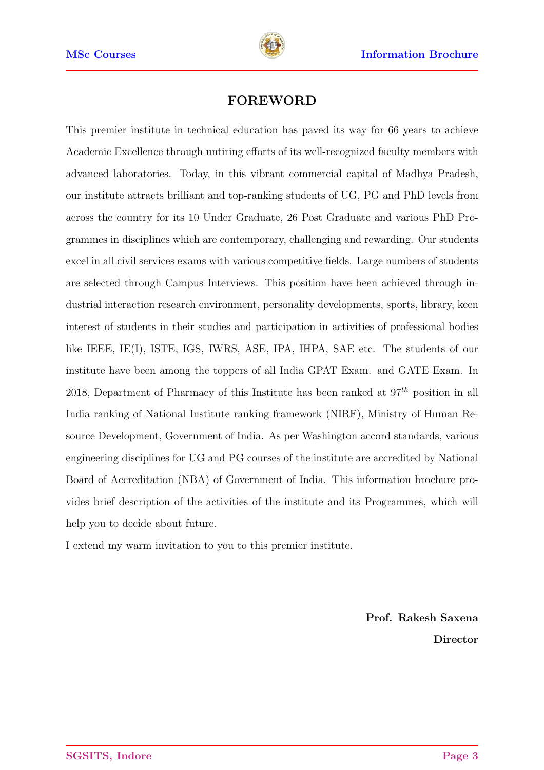## FOREWORD

This premier institute in technical education has paved its way for 66 years to achieve Academic Excellence through untiring efforts of its well-recognized faculty members with advanced laboratories. Today, in this vibrant commercial capital of Madhya Pradesh, our institute attracts brilliant and top-ranking students of UG, PG and PhD levels from across the country for its 10 Under Graduate, 26 Post Graduate and various PhD Programmes in disciplines which are contemporary, challenging and rewarding. Our students excel in all civil services exams with various competitive fields. Large numbers of students are selected through Campus Interviews. This position have been achieved through industrial interaction research environment, personality developments, sports, library, keen interest of students in their studies and participation in activities of professional bodies like IEEE, IE(I), ISTE, IGS, IWRS, ASE, IPA, IHPA, SAE etc. The students of our institute have been among the toppers of all India GPAT Exam. and GATE Exam. In 2018, Department of Pharmacy of this Institute has been ranked at $97^{th}$ position in all India ranking of National Institute ranking framework (NIRF), Ministry of Human Resource Development, Government of India. As per Washington accord standards, various engineering disciplines for UG and PG courses of the institute are accredited by National Board of Accreditation (NBA) of Government of India. This information brochure provides brief description of the activities of the institute and its Programmes, which will help you to decide about future.

I extend my warm invitation to you to this premier institute.

**Prof. Rakesh Saxena**

**Director**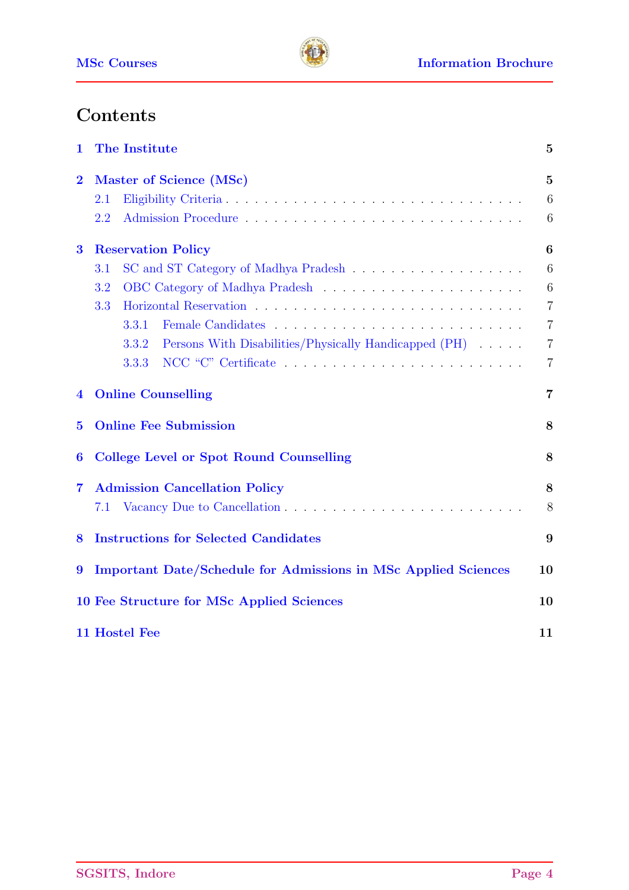# Contents

| | | |
|---|---|---|
| **1** | **The Institute** | **5** |
| **2** | **Master of Science (MSc)** | **5** |
| 2.1 | Eligibility Criteria | 6 |
| 2.2 | Admission Procedure | 6 |
| **3** | **Reservation Policy** | **6** |
| 3.1 | SC and ST Category of Madhya Pradesh | 6 |
| 3.2 | OBC Category of Madhya Pradesh | 6 |
| 3.3 | Horizontal Reservation | 7 |
| 3.3.1 | Female Candidates | 7 |
| 3.3.2 | Persons With Disabilities/Physically Handicapped (PH) | 7 |
| 3.3.3 | NCC "C" Certificate | 7 |
| **4** | **Online Counselling** | **7** |
| **5** | **Online Fee Submission** | **8** |
| **6** | **College Level or Spot Round Counselling** | **8** |
| **7** | **Admission Cancellation Policy** | **8** |
| 7.1 | Vacancy Due to Cancellation | 8 |
| **8** | **Instructions for Selected Candidates** | **9** |
| **9** | **Important Date/Schedule for Admissions in MSc Applied Sciences** | **10** |
| **10** | **Fee Structure for MSc Applied Sciences** | **10** |
| **11** | **Hostel Fee** | **11** |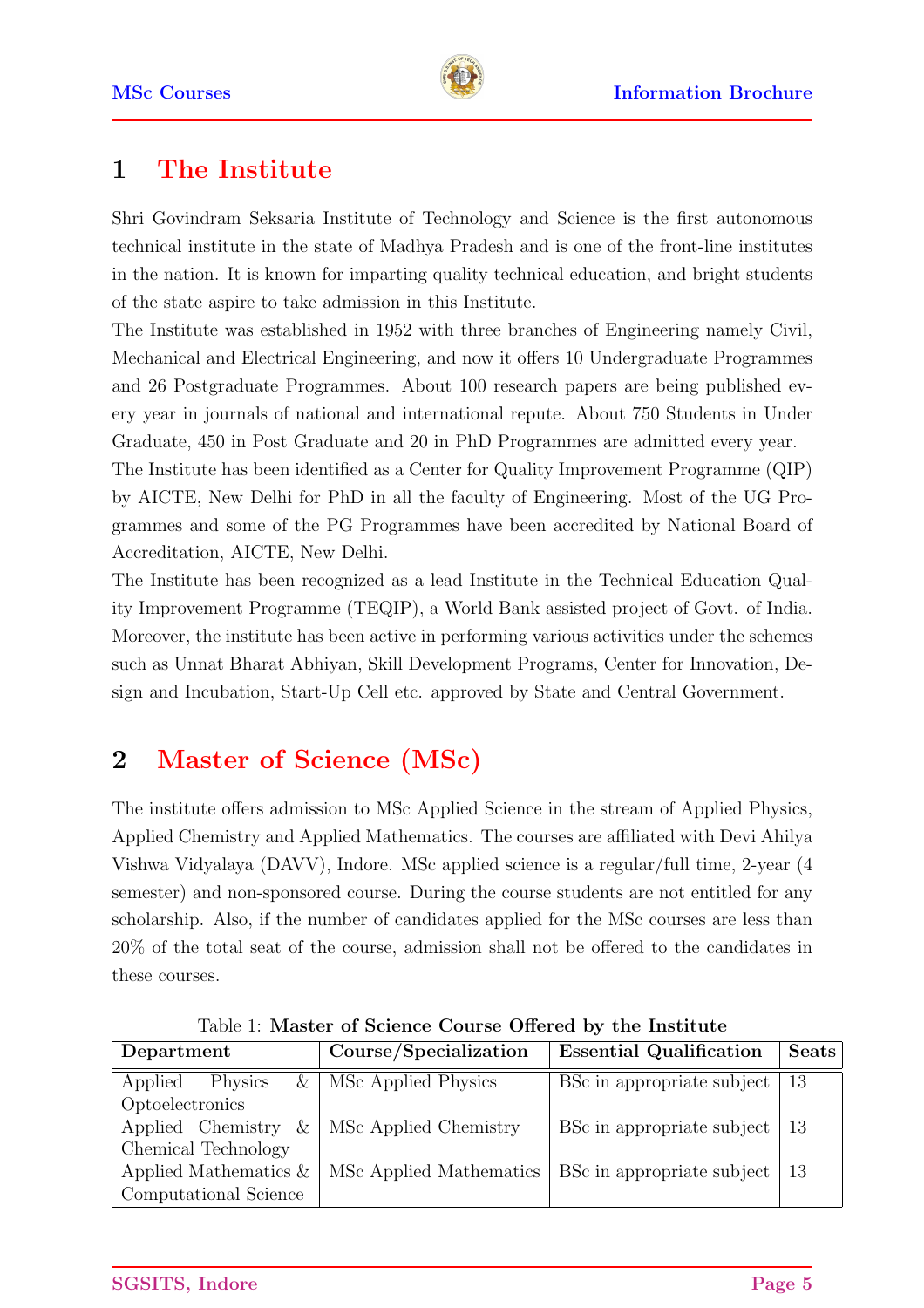# 1 The Institute

Shri Govindram Seksaria Institute of Technology and Science is the first autonomous technical institute in the state of Madhya Pradesh and is one of the front-line institutes in the nation. It is known for imparting quality technical education, and bright students of the state aspire to take admission in this Institute.

The Institute was established in 1952 with three branches of Engineering namely Civil, Mechanical and Electrical Engineering, and now it offers 10 Undergraduate Programmes and 26 Postgraduate Programmes. About 100 research papers are being published every year in journals of national and international repute. About 750 Students in Under Graduate, 450 in Post Graduate and 20 in PhD Programmes are admitted every year.

The Institute has been identified as a Center for Quality Improvement Programme (QIP) by AICTE, New Delhi for PhD in all the faculty of Engineering. Most of the UG Programmes and some of the PG Programmes have been accredited by National Board of Accreditation, AICTE, New Delhi.

The Institute has been recognized as a lead Institute in the Technical Education Quality Improvement Programme (TEQIP), a World Bank assisted project of Govt. of India. Moreover, the institute has been active in performing various activities under the schemes such as Unnat Bharat Abhiyan, Skill Development Programs, Center for Innovation, Design and Incubation, Start-Up Cell etc. approved by State and Central Government.

# 2 Master of Science (MSc)

The institute offers admission to MSc Applied Science in the stream of Applied Physics, Applied Chemistry and Applied Mathematics. The courses are affiliated with Devi Ahilya Vishwa Vidyalaya (DAVV), Indore. MSc applied science is a regular/full time, 2-year (4 semester) and non-sponsored course. During the course students are not entitled for any scholarship. Also, if the number of candidates applied for the MSc courses are less than 20% of the total seat of the course, admission shall not be offered to the candidates in these courses.

Table 1: **Master of Science Course Offered by the Institute**

| Department | Course/Specialization | Essential Qualification | Seats |
|---|---|---|---|
| Applied Physics & Optoelectronics | MSc Applied Physics | BSc in appropriate subject | 13 |
| Applied Chemistry & Chemical Technology | MSc Applied Chemistry | BSc in appropriate subject | 13 |
| Applied Mathematics & Computational Science | MSc Applied Mathematics | BSc in appropriate subject | 13 |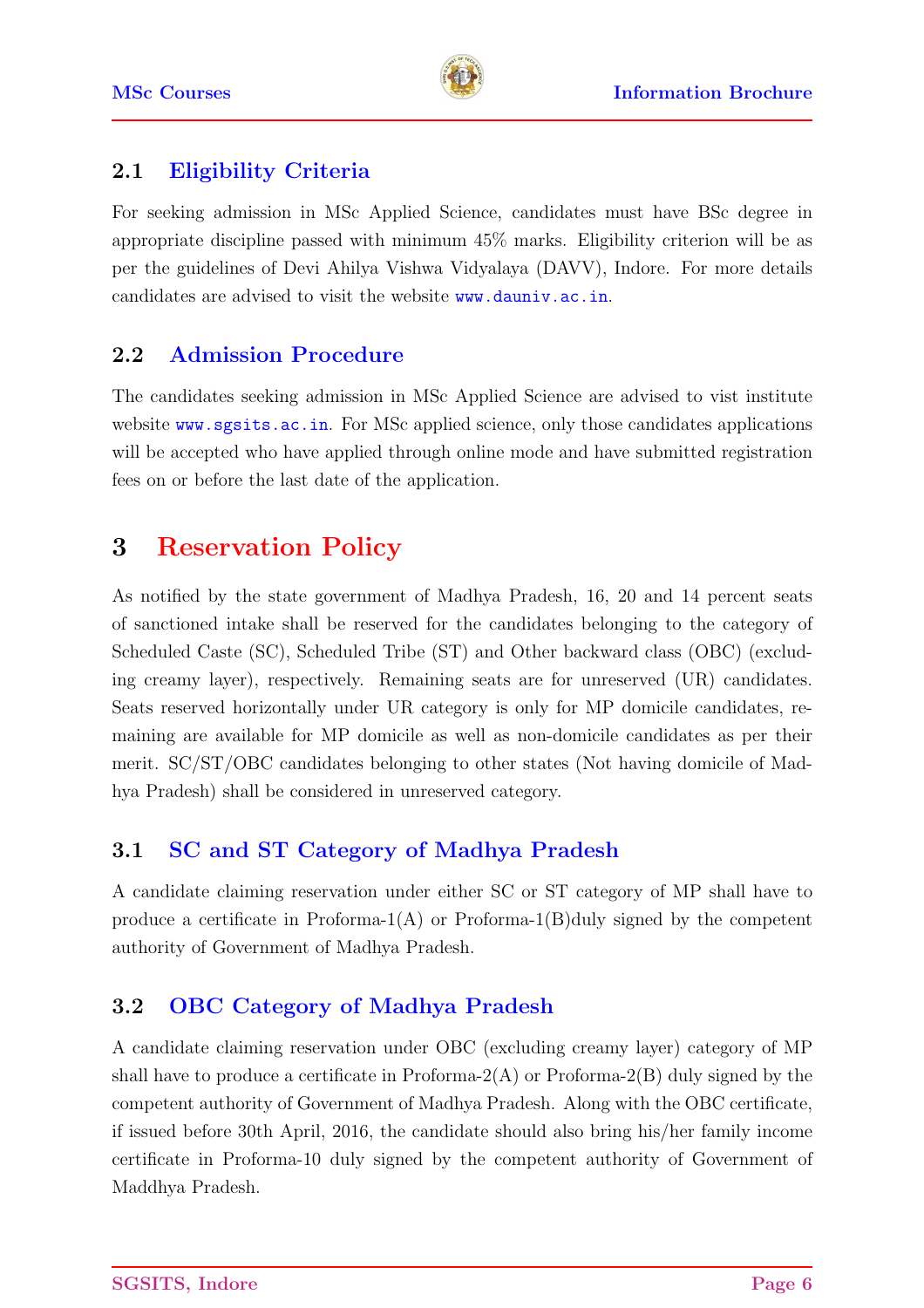### 2.1 Eligibility Criteria

For seeking admission in MSc Applied Science, candidates must have BSc degree in appropriate discipline passed with minimum 45% marks. Eligibility criterion will be as per the guidelines of Devi Ahilya Vishwa Vidyalaya (DAVV), Indore. For more details candidates are advised to visit the website www.dauniv.ac.in.

### 2.2 Admission Procedure

The candidates seeking admission in MSc Applied Science are advised to vist institute website www.sgsits.ac.in. For MSc applied science, only those candidates applications will be accepted who have applied through online mode and have submitted registration fees on or before the last date of the application.

## 3 Reservation Policy

As notified by the state government of Madhya Pradesh, 16, 20 and 14 percent seats of sanctioned intake shall be reserved for the candidates belonging to the category of Scheduled Caste (SC), Scheduled Tribe (ST) and Other backward class (OBC) (excluding creamy layer), respectively. Remaining seats are for unreserved (UR) candidates. Seats reserved horizontally under UR category is only for MP domicile candidates, remaining are available for MP domicile as well as non-domicile candidates as per their merit. SC/ST/OBC candidates belonging to other states (Not having domicile of Madhya Pradesh) shall be considered in unreserved category.

### 3.1 SC and ST Category of Madhya Pradesh

A candidate claiming reservation under either SC or ST category of MP shall have to produce a certificate in Proforma-1(A) or Proforma-1(B)duly signed by the competent authority of Government of Madhya Pradesh.

### 3.2 OBC Category of Madhya Pradesh

A candidate claiming reservation under OBC (excluding creamy layer) category of MP shall have to produce a certificate in Proforma-2(A) or Proforma-2(B) duly signed by the competent authority of Government of Madhya Pradesh. Along with the OBC certificate, if issued before 30th April, 2016, the candidate should also bring his/her family income certificate in Proforma-10 duly signed by the competent authority of Government of Maddhya Pradesh.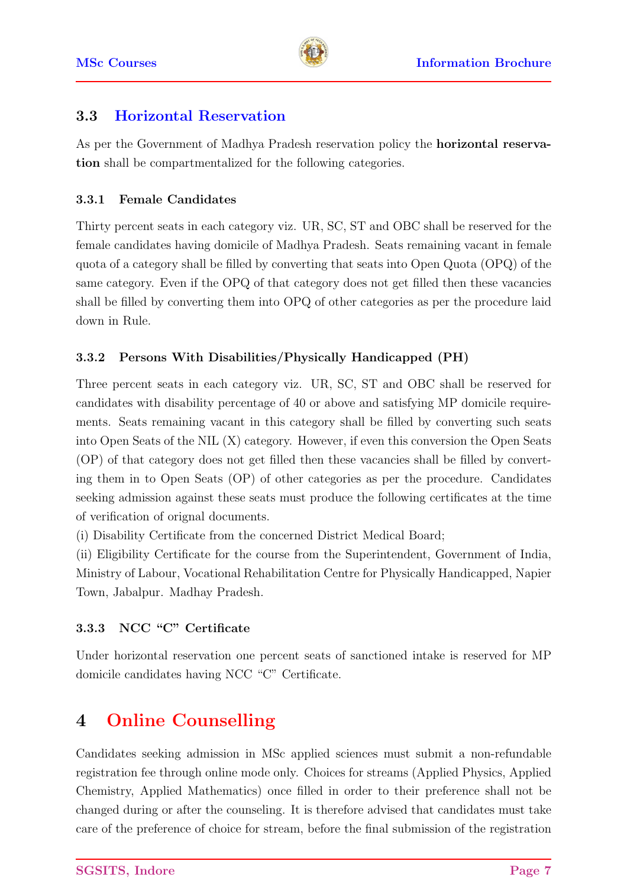## 3.3 Horizontal Reservation

As per the Government of Madhya Pradesh reservation policy the **horizontal reservation** shall be compartmentalized for the following categories.

### 3.3.1 Female Candidates

Thirty percent seats in each category viz. UR, SC, ST and OBC shall be reserved for the female candidates having domicile of Madhya Pradesh. Seats remaining vacant in female quota of a category shall be filled by converting that seats into Open Quota (OPQ) of the same category. Even if the OPQ of that category does not get filled then these vacancies shall be filled by converting them into OPQ of other categories as per the procedure laid down in Rule.

### 3.3.2 Persons With Disabilities/Physically Handicapped (PH)

Three percent seats in each category viz. UR, SC, ST and OBC shall be reserved for candidates with disability percentage of 40 or above and satisfying MP domicile requirements. Seats remaining vacant in this category shall be filled by converting such seats into Open Seats of the NIL (X) category. However, if even this conversion the Open Seats (OP) of that category does not get filled then these vacancies shall be filled by converting them in to Open Seats (OP) of other categories as per the procedure. Candidates seeking admission against these seats must produce the following certificates at the time of verification of orignal documents.
(i) Disability Certificate from the concerned District Medical Board;
(ii) Eligibility Certificate for the course from the Superintendent, Government of India, Ministry of Labour, Vocational Rehabilitation Centre for Physically Handicapped, Napier Town, Jabalpur. Madhay Pradesh.

### 3.3.3 NCC "C" Certificate

Under horizontal reservation one percent seats of sanctioned intake is reserved for MP domicile candidates having NCC "C" Certificate.

# 4 Online Counselling

Candidates seeking admission in MSc applied sciences must submit a non-refundable registration fee through online mode only. Choices for streams (Applied Physics, Applied Chemistry, Applied Mathematics) once filled in order to their preference shall not be changed during or after the counseling. It is therefore advised that candidates must take care of the preference of choice for stream, before the final submission of the registration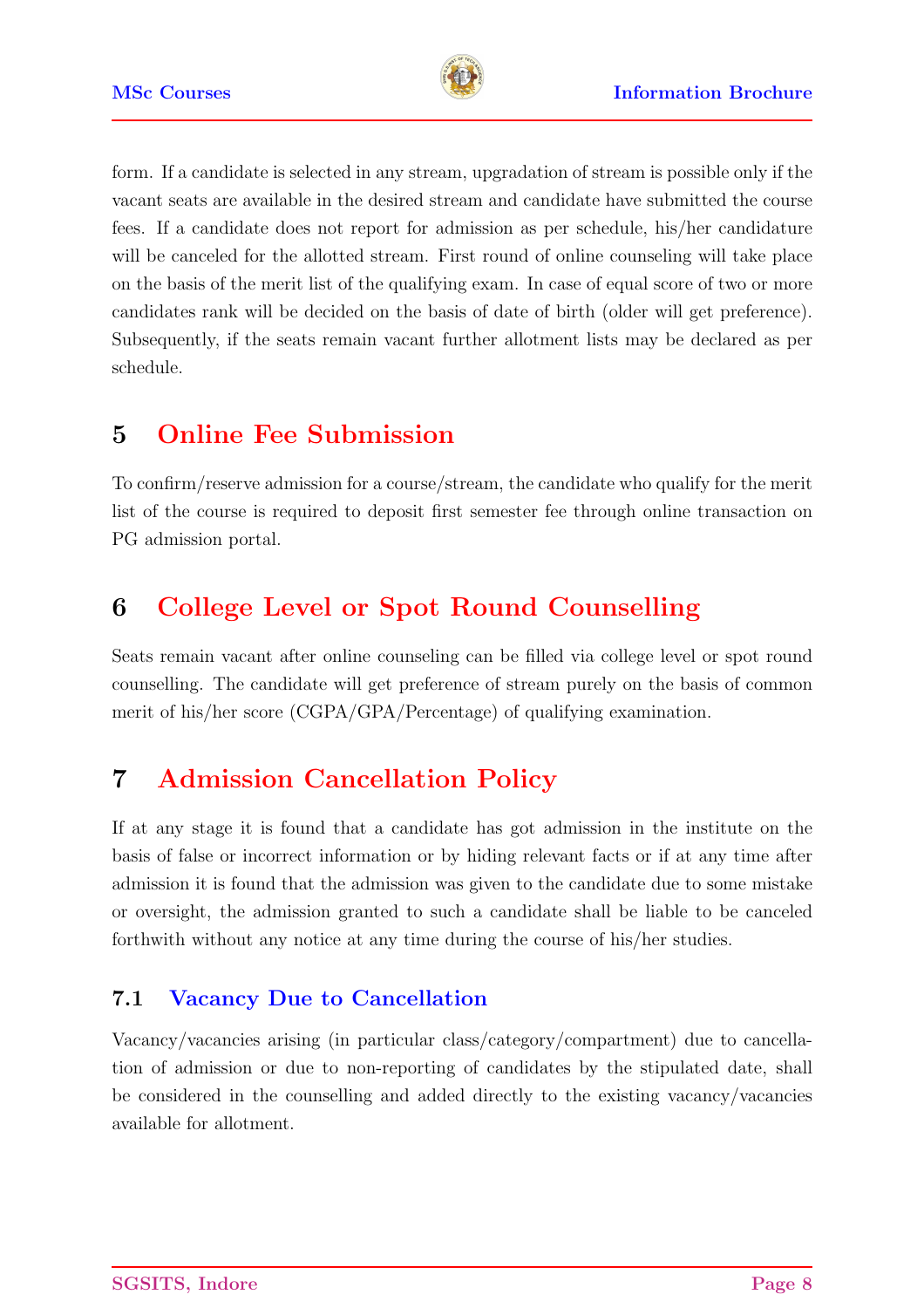form. If a candidate is selected in any stream, upgradation of stream is possible only if the vacant seats are available in the desired stream and candidate have submitted the course fees. If a candidate does not report for admission as per schedule, his/her candidature will be canceled for the allotted stream. First round of online counseling will take place on the basis of the merit list of the qualifying exam. In case of equal score of two or more candidates rank will be decided on the basis of date of birth (older will get preference). Subsequently, if the seats remain vacant further allotment lists may be declared as per schedule.

## 5 Online Fee Submission

To confirm/reserve admission for a course/stream, the candidate who qualify for the merit list of the course is required to deposit first semester fee through online transaction on PG admission portal.

## 6 College Level or Spot Round Counselling

Seats remain vacant after online counseling can be filled via college level or spot round counselling. The candidate will get preference of stream purely on the basis of common merit of his/her score (CGPA/GPA/Percentage) of qualifying examination.

## 7 Admission Cancellation Policy

If at any stage it is found that a candidate has got admission in the institute on the basis of false or incorrect information or by hiding relevant facts or if at any time after admission it is found that the admission was given to the candidate due to some mistake or oversight, the admission granted to such a candidate shall be liable to be canceled forthwith without any notice at any time during the course of his/her studies.

### 7.1 Vacancy Due to Cancellation

Vacancy/vacancies arising (in particular class/category/compartment) due to cancellation of admission or due to non-reporting of candidates by the stipulated date, shall be considered in the counselling and added directly to the existing vacancy/vacancies available for allotment.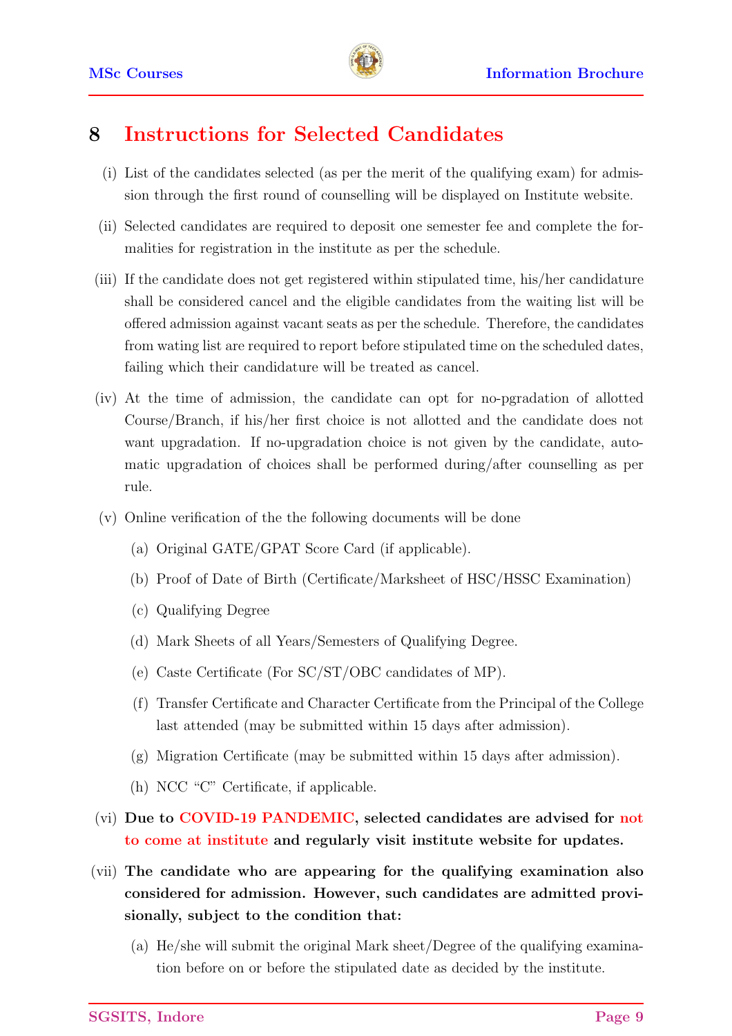## 8 Instructions for Selected Candidates

(i) List of the candidates selected (as per the merit of the qualifying exam) for admission through the first round of counselling will be displayed on Institute website.

(ii) Selected candidates are required to deposit one semester fee and complete the formalities for registration in the institute as per the schedule.

(iii) If the candidate does not get registered within stipulated time, his/her candidature shall be considered cancel and the eligible candidates from the waiting list will be offered admission against vacant seats as per the schedule. Therefore, the candidates from wating list are required to report before stipulated time on the scheduled dates, failing which their candidature will be treated as cancel.

(iv) At the time of admission, the candidate can opt for no-pgradation of allotted Course/Branch, if his/her first choice is not allotted and the candidate does not want upgradation. If no-upgradation choice is not given by the candidate, automatic upgradation of choices shall be performed during/after counselling as per rule.

(v) Online verification of the the following documents will be done

   (a) Original GATE/GPAT Score Card (if applicable).

   (b) Proof of Date of Birth (Certificate/Marksheet of HSC/HSSC Examination)

   (c) Qualifying Degree

   (d) Mark Sheets of all Years/Semesters of Qualifying Degree.

   (e) Caste Certificate (For SC/ST/OBC candidates of MP).

   (f) Transfer Certificate and Character Certificate from the Principal of the College last attended (may be submitted within 15 days after admission).

   (g) Migration Certificate (may be submitted within 15 days after admission).

   (h) NCC "C" Certificate, if applicable.

(vi) **Due to COVID-19 PANDEMIC, selected candidates are advised for not to come at institute and regularly visit institute website for updates.**

(vii) **The candidate who are appearing for the qualifying examination also considered for admission. However, such candidates are admitted provisionally, subject to the condition that:**

   (a) He/she will submit the original Mark sheet/Degree of the qualifying examination before on or before the stipulated date as decided by the institute.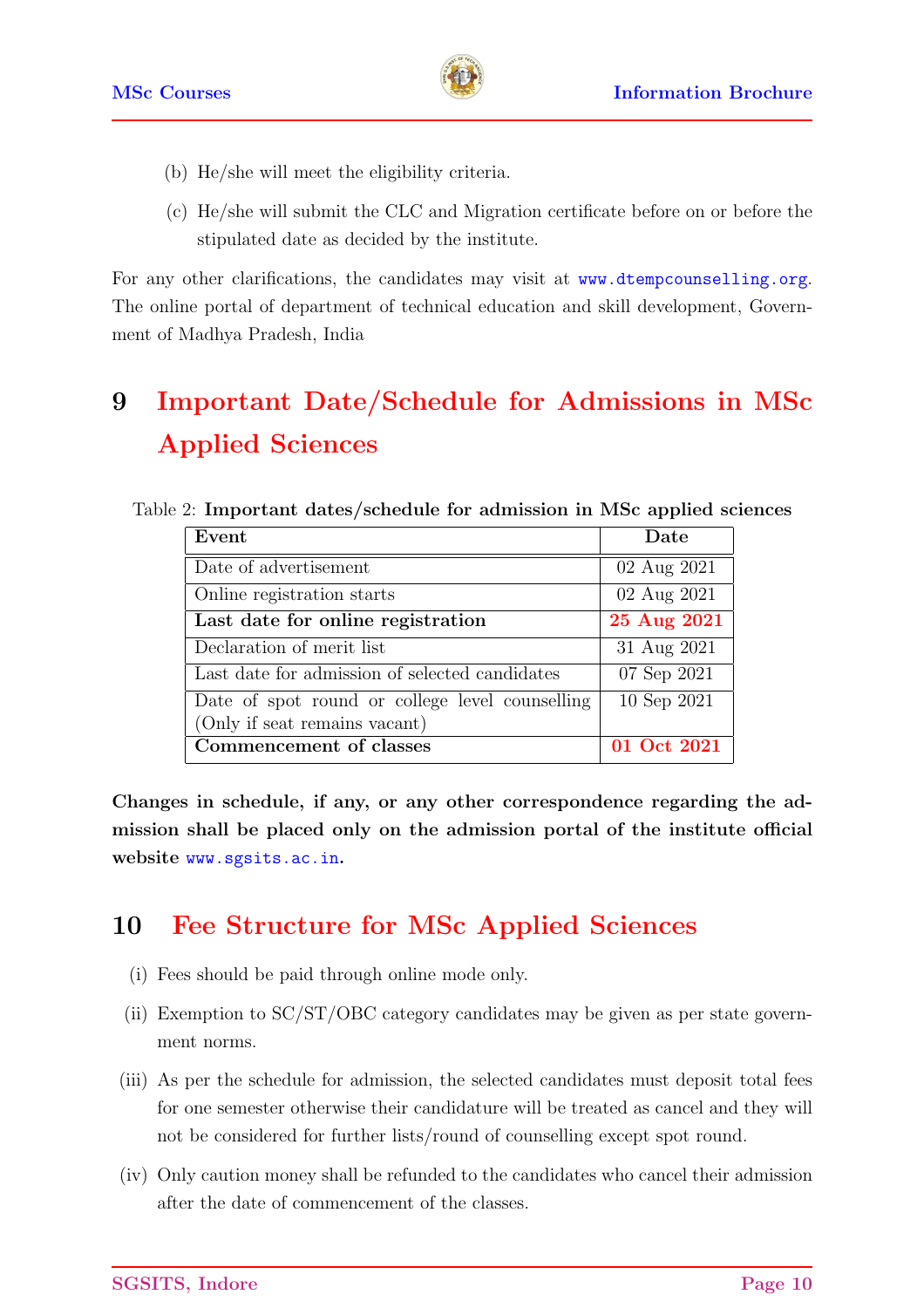(b) He/she will meet the eligibility criteria.

(c) He/she will submit the CLC and Migration certificate before on or before the stipulated date as decided by the institute.

For any other clarifications, the candidates may visit at www.dtempcounselling.org. The online portal of department of technical education and skill development, Government of Madhya Pradesh, India

# 9 Important Date/Schedule for Admissions in MSc Applied Sciences

Table 2: **Important dates/schedule for admission in MSc applied sciences**

| **Event** | **Date** |
|---|---|
| Date of advertisement | 02 Aug 2021 |
| Online registration starts | 02 Aug 2021 |
| **Last date for online registration** | **25 Aug 2021** |
| Declaration of merit list | 31 Aug 2021 |
| Last date for admission of selected candidates | 07 Sep 2021 |
| Date of spot round or college level counselling (Only if seat remains vacant) | 10 Sep 2021 |
| **Commencement of classes** | **01 Oct 2021** |

**Changes in schedule, if any, or any other correspondence regarding the admission shall be placed only on the admission portal of the institute official website www.sgsits.ac.in.**

# 10 Fee Structure for MSc Applied Sciences

(i) Fees should be paid through online mode only.

(ii) Exemption to SC/ST/OBC category candidates may be given as per state government norms.

(iii) As per the schedule for admission, the selected candidates must deposit total fees for one semester otherwise their candidature will be treated as cancel and they will not be considered for further lists/round of counselling except spot round.

(iv) Only caution money shall be refunded to the candidates who cancel their admission after the date of commencement of the classes.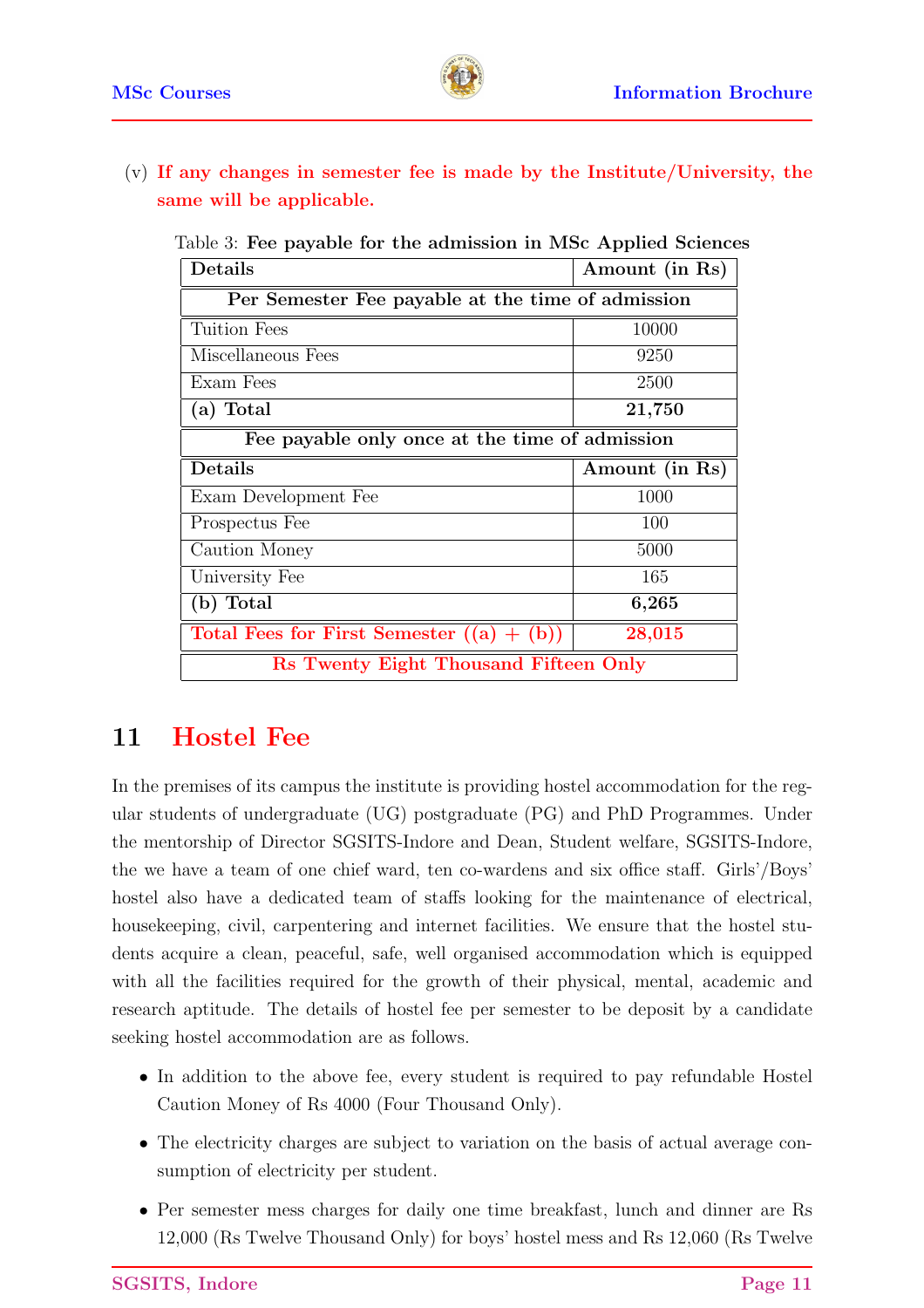(v) **If any changes in semester fee is made by the Institute/University, the same will be applicable.**

Table 3: **Fee payable for the admission in MSc Applied Sciences**

| Details | Amount (in Rs) |
|---|---|
| **Per Semester Fee payable at the time of admission** | |
| Tuition Fees | 10000 |
| Miscellaneous Fees | 9250 |
| Exam Fees | 2500 |
| **(a) Total** | **21,750** |
| **Fee payable only once at the time of admission** | |
| **Details** | **Amount (in Rs)** |
| Exam Development Fee | 1000 |
| Prospectus Fee | 100 |
| Caution Money | 5000 |
| University Fee | 165 |
| **(b) Total** | **6,265** |
| **Total Fees for First Semester ((a) + (b))** | **28,015** |
| **Rs Twenty Eight Thousand Fifteen Only** | |

## 11 Hostel Fee

In the premises of its campus the institute is providing hostel accommodation for the regular students of undergraduate (UG) postgraduate (PG) and PhD Programmes. Under the mentorship of Director SGSITS-Indore and Dean, Student welfare, SGSITS-Indore, the we have a team of one chief ward, ten co-wardens and six office staff. Girls'/Boys' hostel also have a dedicated team of staffs looking for the maintenance of electrical, housekeeping, civil, carpentering and internet facilities. We ensure that the hostel students acquire a clean, peaceful, safe, well organised accommodation which is equipped with all the facilities required for the growth of their physical, mental, academic and research aptitude. The details of hostel fee per semester to be deposit by a candidate seeking hostel accommodation are as follows.

- In addition to the above fee, every student is required to pay refundable Hostel Caution Money of Rs 4000 (Four Thousand Only).
- The electricity charges are subject to variation on the basis of actual average consumption of electricity per student.
- Per semester mess charges for daily one time breakfast, lunch and dinner are Rs 12,000 (Rs Twelve Thousand Only) for boys' hostel mess and Rs 12,060 (Rs Twelve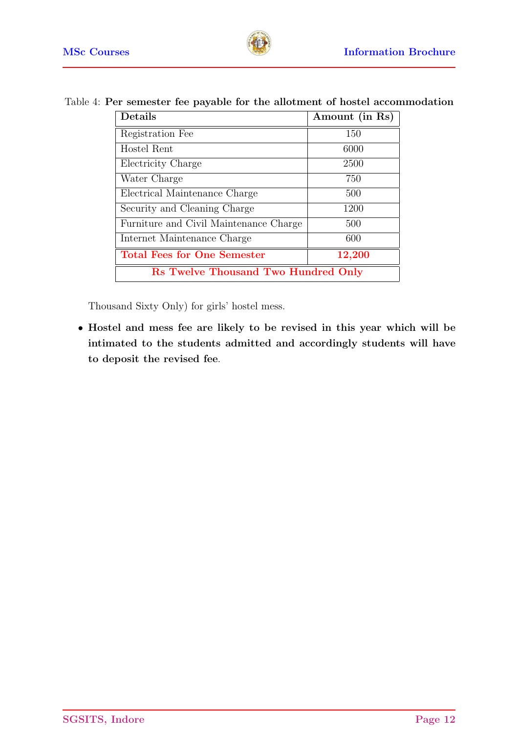Table 4: **Per semester fee payable for the allotment of hostel accommodation**

| Details | Amount (in Rs) |
|---|---|
| Registration Fee | 150 |
| Hostel Rent | 6000 |
| Electricity Charge | 2500 |
| Water Charge | 750 |
| Electrical Maintenance Charge | 500 |
| Security and Cleaning Charge | 1200 |
| Furniture and Civil Maintenance Charge | 500 |
| Internet Maintenance Charge | 600 |
| **Total Fees for One Semester** | **12,200** |
| **Rs Twelve Thousand Two Hundred Only** | |

Thousand Sixty Only) for girls' hostel mess.

- **Hostel and mess fee are likely to be revised in this year which will be intimated to the students admitted and accordingly students will have to deposit the revised fee**.